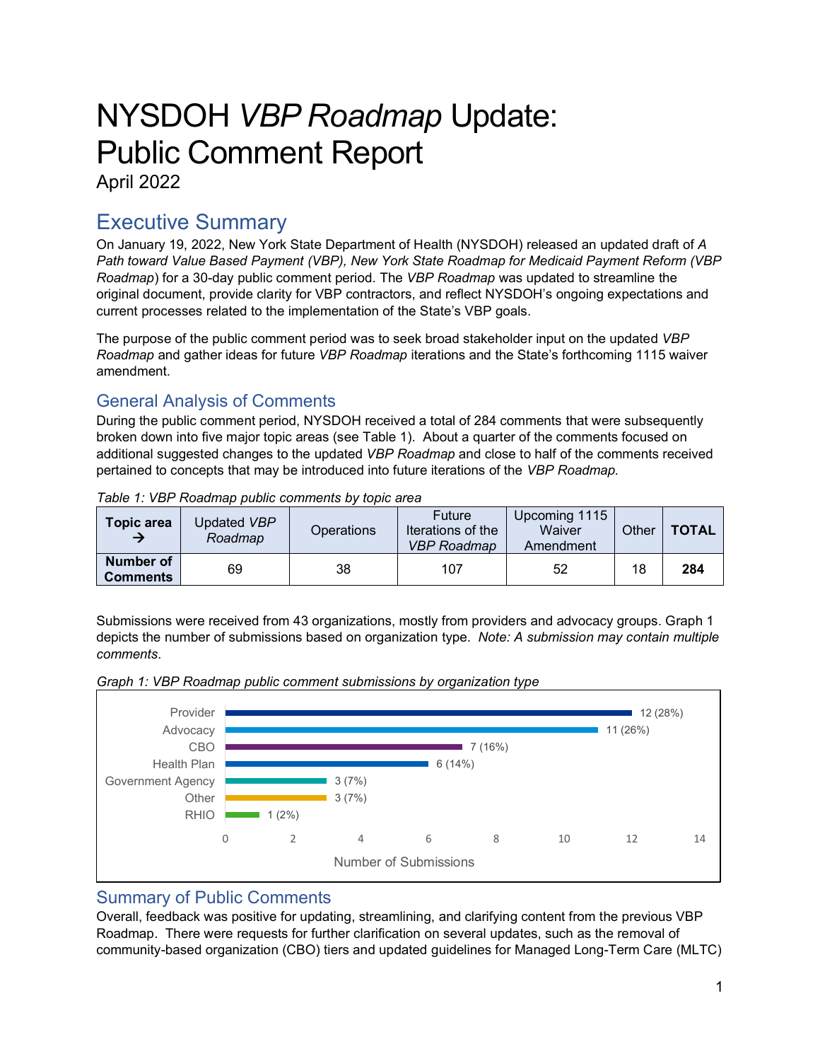# NYSDOH *VBP Roadmap* Update: Public Comment Report

April 2022

## Executive Summary

On January 19, 2022, New York State Department of Health (NYSDOH) released an updated draft of *A Path toward Value Based Payment (VBP), New York State Roadmap for Medicaid Payment Reform (VBP Roadmap)* for a 30-day public comment period. The *VBP Roadmap* was updated to streamline the original document, provide clarity for VBP contractors, and reflect NYSDOH's ongoing expectations and current processes related to the implementation of the State's VBP goals.

The purpose of the public comment period was to seek broad stakeholder input on the updated *VBP Roadmap* and gather ideas for future *VBP Roadmap* iterations and the State's forthcoming 1115 waiver amendment.

### General Analysis of Comments

During the public comment period, NYSDOH received a total of 284 comments that were subsequently broken down into five major topic areas (see Table 1). About a quarter of the comments focused on additional suggested changes to the updated *VBP Roadmap* and close to half of the comments received pertained to concepts that may be introduced into future iterations of the *VBP Roadmap.*

*Table 1: VBP Roadmap public comments by topic area*

| **Topic area →** | Updated *VBP Roadmap* | Operations | Future Iterations of the *VBP Roadmap* | Upcoming 1115 Waiver Amendment | Other | **TOTAL** |
|---|---|---|---|---|---|---|
| **Number of Comments** | 69 | 38 | 107 | 52 | 18 | **284** |

Submissions were received from 43 organizations, mostly from providers and advocacy groups. Graph 1 depicts the number of submissions based on organization type. *Note: A submission may contain multiple comments.*

*Graph 1: VBP Roadmap public comment submissions by organization type*

| Organization type | Number of Submissions |
|---|---|
| Provider | 12 (28%) |
| Advocacy | 11 (26%) |
| CBO | 7 (16%) |
| Health Plan | 6 (14%) |
| Government Agency | 3 (7%) |
| Other | 3 (7%) |
| RHIO | 1 (2%) |

### Summary of Public Comments

Overall, feedback was positive for updating, streamlining, and clarifying content from the previous VBP Roadmap. There were requests for further clarification on several updates, such as the removal of community-based organization (CBO) tiers and updated guidelines for Managed Long-Term Care (MLTC)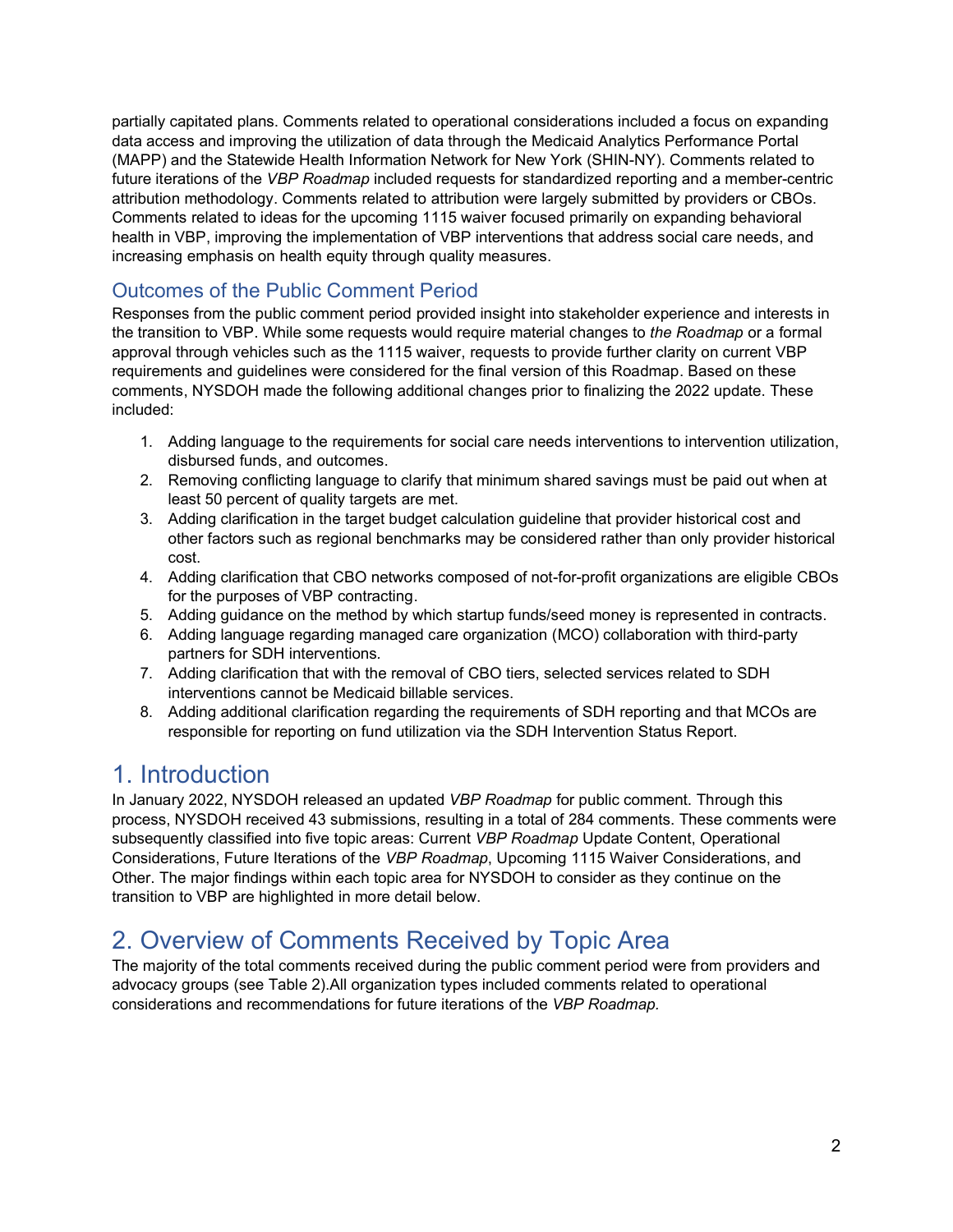partially capitated plans. Comments related to operational considerations included a focus on expanding data access and improving the utilization of data through the Medicaid Analytics Performance Portal (MAPP) and the Statewide Health Information Network for New York (SHIN-NY). Comments related to future iterations of the *VBP Roadmap* included requests for standardized reporting and a member-centric attribution methodology. Comments related to attribution were largely submitted by providers or CBOs. Comments related to ideas for the upcoming 1115 waiver focused primarily on expanding behavioral health in VBP, improving the implementation of VBP interventions that address social care needs, and increasing emphasis on health equity through quality measures.

## Outcomes of the Public Comment Period

Responses from the public comment period provided insight into stakeholder experience and interests in the transition to VBP. While some requests would require material changes to *the Roadmap* or a formal approval through vehicles such as the 1115 waiver, requests to provide further clarity on current VBP requirements and guidelines were considered for the final version of this Roadmap. Based on these comments, NYSDOH made the following additional changes prior to finalizing the 2022 update. These included:

1. Adding language to the requirements for social care needs interventions to intervention utilization, disbursed funds, and outcomes.
2. Removing conflicting language to clarify that minimum shared savings must be paid out when at least 50 percent of quality targets are met.
3. Adding clarification in the target budget calculation guideline that provider historical cost and other factors such as regional benchmarks may be considered rather than only provider historical cost.
4. Adding clarification that CBO networks composed of not-for-profit organizations are eligible CBOs for the purposes of VBP contracting.
5. Adding guidance on the method by which startup funds/seed money is represented in contracts.
6. Adding language regarding managed care organization (MCO) collaboration with third-party partners for SDH interventions.
7. Adding clarification that with the removal of CBO tiers, selected services related to SDH interventions cannot be Medicaid billable services.
8. Adding additional clarification regarding the requirements of SDH reporting and that MCOs are responsible for reporting on fund utilization via the SDH Intervention Status Report.

# 1. Introduction

In January 2022, NYSDOH released an updated *VBP Roadmap* for public comment. Through this process, NYSDOH received 43 submissions, resulting in a total of 284 comments. These comments were subsequently classified into five topic areas: Current *VBP Roadmap* Update Content, Operational Considerations, Future Iterations of the *VBP Roadmap*, Upcoming 1115 Waiver Considerations, and Other. The major findings within each topic area for NYSDOH to consider as they continue on the transition to VBP are highlighted in more detail below.

# 2. Overview of Comments Received by Topic Area

The majority of the total comments received during the public comment period were from providers and advocacy groups (see Table 2).All organization types included comments related to operational considerations and recommendations for future iterations of the *VBP Roadmap*.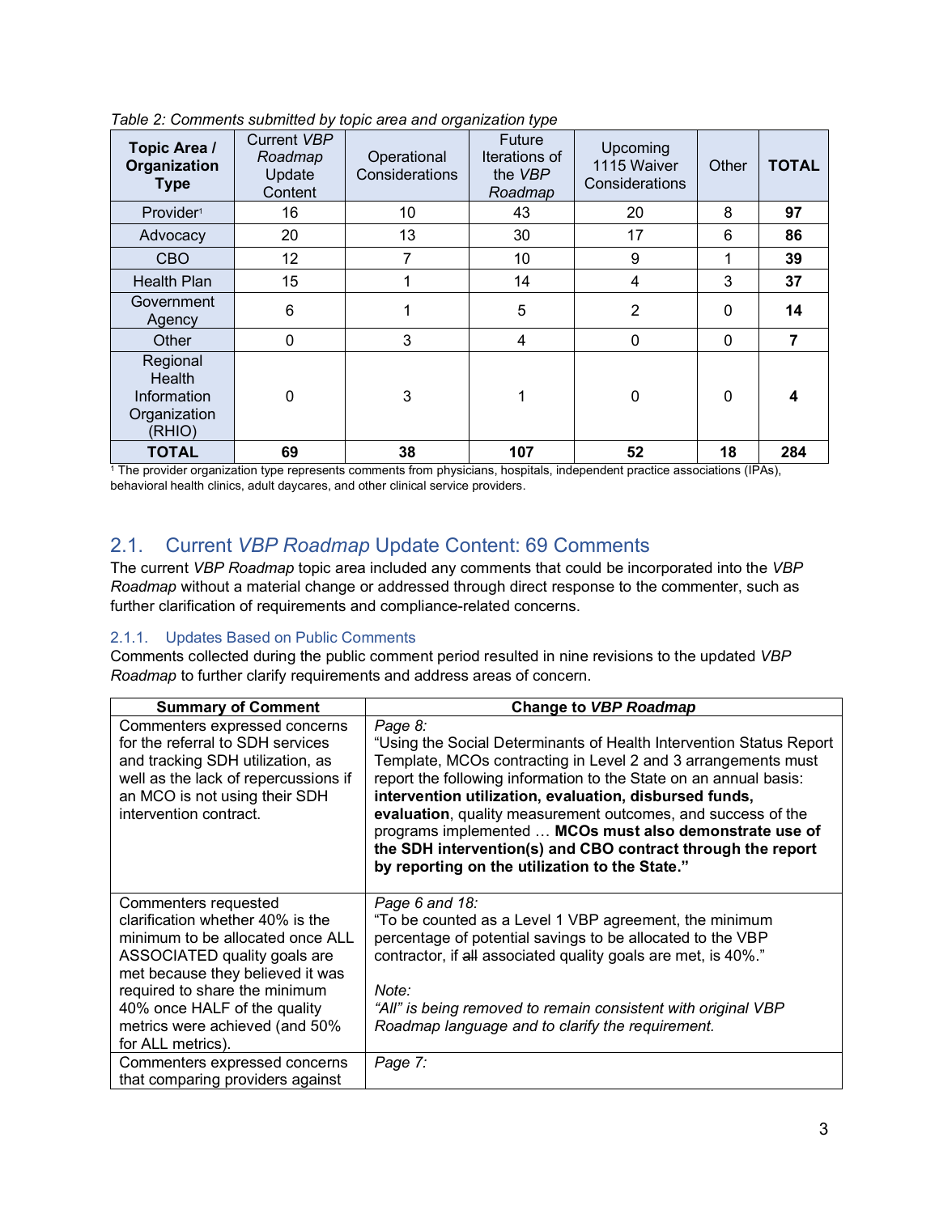*Table 2: Comments submitted by topic area and organization type*

| Topic Area / Organization Type | Current *VBP Roadmap* Update Content | Operational Considerations | Future Iterations of the *VBP Roadmap* | Upcoming 1115 Waiver Considerations | Other | TOTAL |
|---|---|---|---|---|---|---|
| Provider[1] | 16 | 10 | 43 | 20 | 8 | **97** |
| Advocacy | 20 | 13 | 30 | 17 | 6 | **86** |
| CBO | 12 | 7 | 10 | 9 | 1 | **39** |
| Health Plan | 15 | 1 | 14 | 4 | 3 | **37** |
| Government Agency | 6 | 1 | 5 | 2 | 0 | **14** |
| Other | 0 | 3 | 4 | 0 | 0 | **7** |
| Regional Health Information Organization (RHIO) | 0 | 3 | 1 | 0 | 0 | **4** |
| **TOTAL** | **69** | **38** | **107** | **52** | **18** | **284** |

[1] The provider organization type represents comments from physicians, hospitals, independent practice associations (IPAs), behavioral health clinics, adult daycares, and other clinical service providers.

## 2.1. Current *VBP Roadmap* Update Content: 69 Comments

The current *VBP Roadmap* topic area included any comments that could be incorporated into the *VBP Roadmap* without a material change or addressed through direct response to the commenter, such as further clarification of requirements and compliance-related concerns.

### 2.1.1. Updates Based on Public Comments

Comments collected during the public comment period resulted in nine revisions to the updated *VBP Roadmap* to further clarify requirements and address areas of concern.

| Summary of Comment | Change to *VBP Roadmap* |
|---|---|
| Commenters expressed concerns for the referral to SDH services and tracking SDH utilization, as well as the lack of repercussions if an MCO is not using their SDH intervention contract. | *Page 8:* "Using the Social Determinants of Health Intervention Status Report Template, MCOs contracting in Level 2 and 3 arrangements must report the following information to the State on an annual basis: **intervention utilization, evaluation, disbursed funds, evaluation**, quality measurement outcomes, and success of the programs implemented … **MCOs must also demonstrate use of the SDH intervention(s) and CBO contract through the report by reporting on the utilization to the State.**" |
| Commenters requested clarification whether 40% is the minimum to be allocated once ALL ASSOCIATED quality goals are met because they believed it was required to share the minimum 40% once HALF of the quality metrics were achieved (and 50% for ALL metrics). | *Page 6 and 18:* "To be counted as a Level 1 VBP agreement, the minimum percentage of potential savings to be allocated to the VBP contractor, if ~~all~~ associated quality goals are met, is 40%." *Note:* *"All" is being removed to remain consistent with original VBP Roadmap language and to clarify the requirement.* |
| Commenters expressed concerns that comparing providers against | *Page 7:* |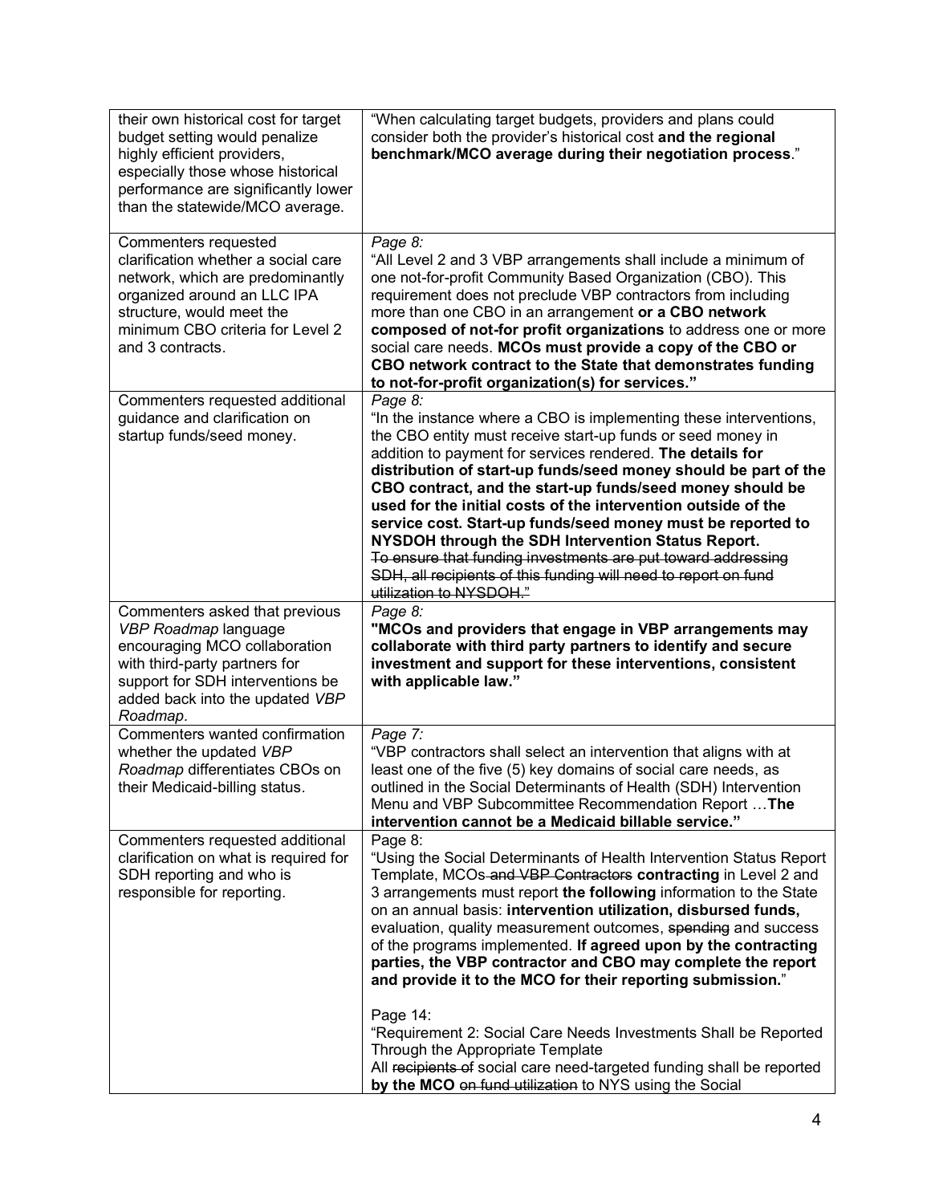| | |
|---|---|
| their own historical cost for target budget setting would penalize highly efficient providers, especially those whose historical performance are significantly lower than the statewide/MCO average. | "When calculating target budgets, providers and plans could consider both the provider's historical cost **and the regional benchmark/MCO average during their negotiation process**." |
| Commenters requested clarification whether a social care network, which are predominantly organized around an LLC IPA structure, would meet the minimum CBO criteria for Level 2 and 3 contracts. | *Page 8:* "All Level 2 and 3 VBP arrangements shall include a minimum of one not-for-profit Community Based Organization (CBO). This requirement does not preclude VBP contractors from including more than one CBO in an arrangement **or a CBO network composed of not-for profit organizations** to address one or more social care needs. **MCOs must provide a copy of the CBO or CBO network contract to the State that demonstrates funding to not-for-profit organization(s) for services."** |
| Commenters requested additional guidance and clarification on startup funds/seed money. | *Page 8:* "In the instance where a CBO is implementing these interventions, the CBO entity must receive start-up funds or seed money in addition to payment for services rendered. **The details for distribution of start-up funds/seed money should be part of the CBO contract, and the start-up funds/seed money should be used for the initial costs of the intervention outside of the service cost. Start-up funds/seed money must be reported to NYSDOH through the SDH Intervention Status Report.** ~~To ensure that funding investments are put toward addressing SDH, all recipients of this funding will need to report on fund utilization to NYSDOH."~~ |
| Commenters asked that previous *VBP Roadmap* language encouraging MCO collaboration with third-party partners for support for SDH interventions be added back into the updated *VBP Roadmap*. | *Page 8:* **"MCOs and providers that engage in VBP arrangements may collaborate with third party partners to identify and secure investment and support for these interventions, consistent with applicable law."** |
| Commenters wanted confirmation whether the updated *VBP Roadmap* differentiates CBOs on their Medicaid-billing status. | *Page 7:* "VBP contractors shall select an intervention that aligns with at least one of the five (5) key domains of social care needs, as outlined in the Social Determinants of Health (SDH) Intervention Menu and VBP Subcommittee Recommendation Report …**The intervention cannot be a Medicaid billable service."** |
| Commenters requested additional clarification on what is required for SDH reporting and who is responsible for reporting. | Page 8: "Using the Social Determinants of Health Intervention Status Report Template, MCOs~~ and VBP Contractors~~ **contracting** in Level 2 and 3 arrangements must report **the following** information to the State on an annual basis: **intervention utilization, disbursed funds,** evaluation, quality measurement outcomes, ~~spending~~ and success of the programs implemented. **If agreed upon by the contracting parties, the VBP contractor and CBO may complete the report and provide it to the MCO for their reporting submission.**" <br><br> Page 14: "Requirement 2: Social Care Needs Investments Shall be Reported Through the Appropriate Template All ~~recipients of~~ social care need-targeted funding shall be reported **by the MCO** ~~on fund utilization~~ to NYS using the Social |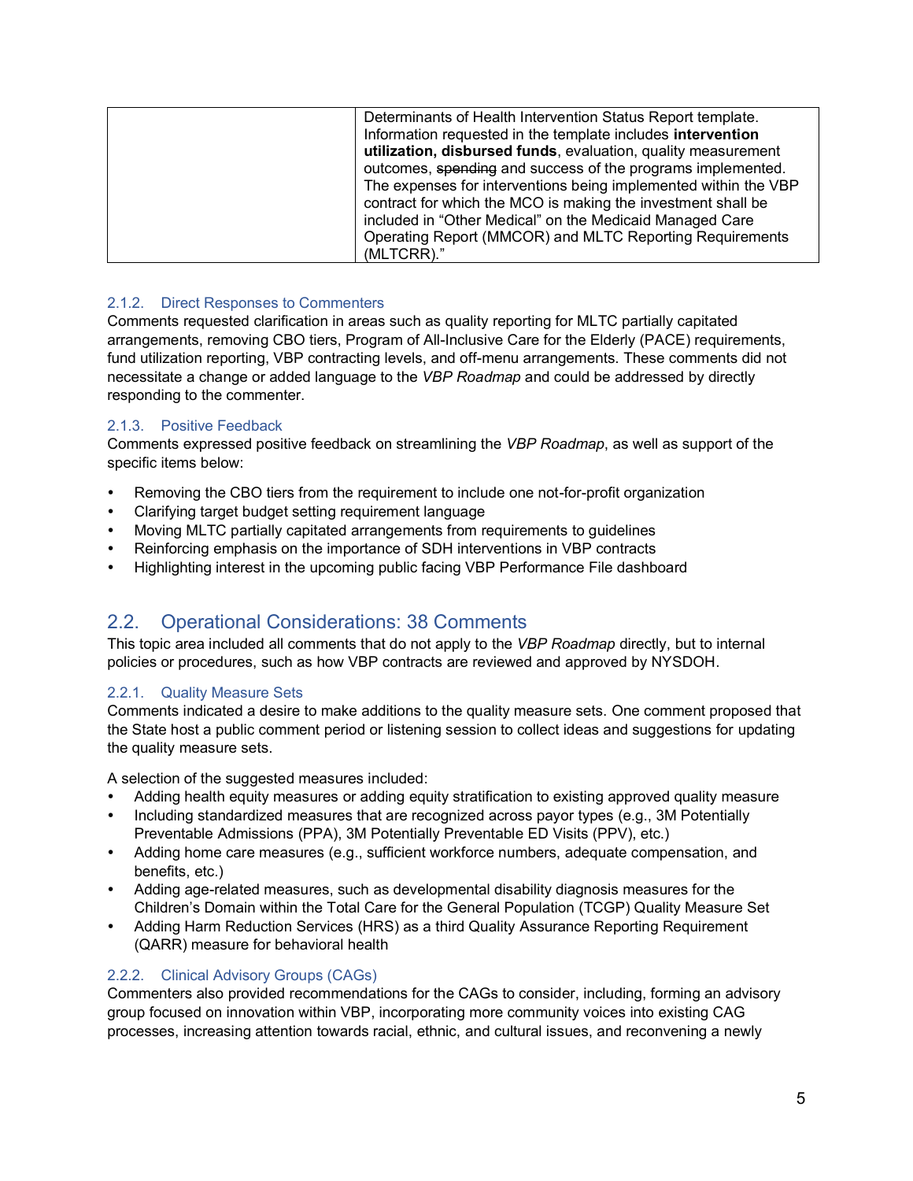| | Determinants of Health Intervention Status Report template. Information requested in the template includes **intervention utilization, disbursed funds**, evaluation, quality measurement outcomes, ~~spending~~ and success of the programs implemented. The expenses for interventions being implemented within the VBP contract for which the MCO is making the investment shall be included in "Other Medical" on the Medicaid Managed Care Operating Report (MMCOR) and MLTC Reporting Requirements (MLTCRR)." |
|---|---|

### 2.1.2. Direct Responses to Commenters

Comments requested clarification in areas such as quality reporting for MLTC partially capitated arrangements, removing CBO tiers, Program of All-Inclusive Care for the Elderly (PACE) requirements, fund utilization reporting, VBP contracting levels, and off-menu arrangements. These comments did not necessitate a change or added language to the *VBP Roadmap* and could be addressed by directly responding to the commenter.

### 2.1.3. Positive Feedback

Comments expressed positive feedback on streamlining the *VBP Roadmap*, as well as support of the specific items below:

- Removing the CBO tiers from the requirement to include one not-for-profit organization
- Clarifying target budget setting requirement language
- Moving MLTC partially capitated arrangements from requirements to guidelines
- Reinforcing emphasis on the importance of SDH interventions in VBP contracts
- Highlighting interest in the upcoming public facing VBP Performance File dashboard

## 2.2. Operational Considerations: 38 Comments

This topic area included all comments that do not apply to the *VBP Roadmap* directly, but to internal policies or procedures, such as how VBP contracts are reviewed and approved by NYSDOH.

### 2.2.1. Quality Measure Sets

Comments indicated a desire to make additions to the quality measure sets. One comment proposed that the State host a public comment period or listening session to collect ideas and suggestions for updating the quality measure sets.

A selection of the suggested measures included:

- Adding health equity measures or adding equity stratification to existing approved quality measure
- Including standardized measures that are recognized across payor types (e.g., 3M Potentially Preventable Admissions (PPA), 3M Potentially Preventable ED Visits (PPV), etc.)
- Adding home care measures (e.g., sufficient workforce numbers, adequate compensation, and benefits, etc.)
- Adding age-related measures, such as developmental disability diagnosis measures for the Children's Domain within the Total Care for the General Population (TCGP) Quality Measure Set
- Adding Harm Reduction Services (HRS) as a third Quality Assurance Reporting Requirement (QARR) measure for behavioral health

### 2.2.2. Clinical Advisory Groups (CAGs)

Commenters also provided recommendations for the CAGs to consider, including, forming an advisory group focused on innovation within VBP, incorporating more community voices into existing CAG processes, increasing attention towards racial, ethnic, and cultural issues, and reconvening a newly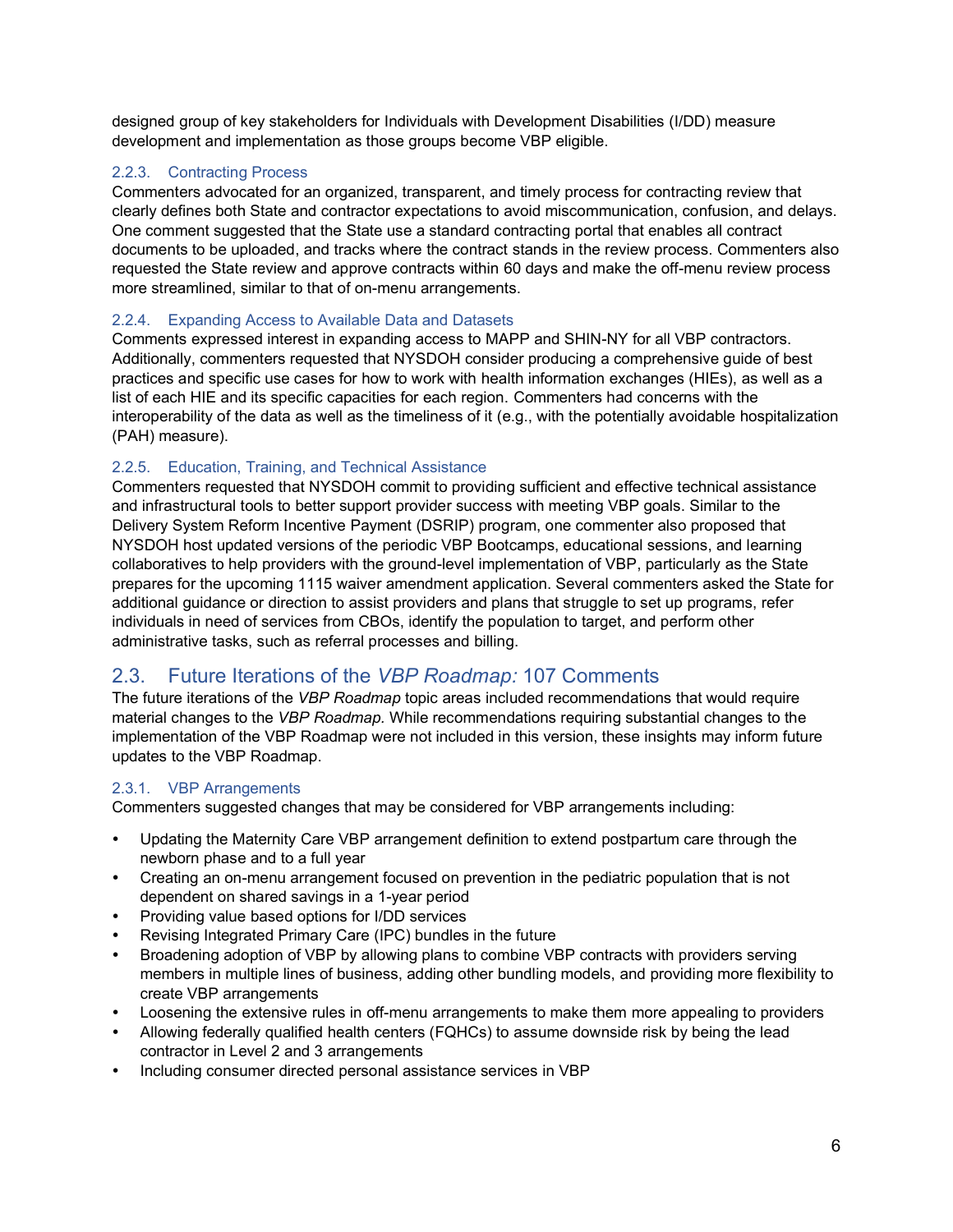designed group of key stakeholders for Individuals with Development Disabilities (I/DD) measure development and implementation as those groups become VBP eligible.

### 2.2.3. Contracting Process

Commenters advocated for an organized, transparent, and timely process for contracting review that clearly defines both State and contractor expectations to avoid miscommunication, confusion, and delays. One comment suggested that the State use a standard contracting portal that enables all contract documents to be uploaded, and tracks where the contract stands in the review process. Commenters also requested the State review and approve contracts within 60 days and make the off-menu review process more streamlined, similar to that of on-menu arrangements.

### 2.2.4. Expanding Access to Available Data and Datasets

Comments expressed interest in expanding access to MAPP and SHIN-NY for all VBP contractors. Additionally, commenters requested that NYSDOH consider producing a comprehensive guide of best practices and specific use cases for how to work with health information exchanges (HIEs), as well as a list of each HIE and its specific capacities for each region. Commenters had concerns with the interoperability of the data as well as the timeliness of it (e.g., with the potentially avoidable hospitalization (PAH) measure).

### 2.2.5. Education, Training, and Technical Assistance

Commenters requested that NYSDOH commit to providing sufficient and effective technical assistance and infrastructural tools to better support provider success with meeting VBP goals. Similar to the Delivery System Reform Incentive Payment (DSRIP) program, one commenter also proposed that NYSDOH host updated versions of the periodic VBP Bootcamps, educational sessions, and learning collaboratives to help providers with the ground-level implementation of VBP, particularly as the State prepares for the upcoming 1115 waiver amendment application. Several commenters asked the State for additional guidance or direction to assist providers and plans that struggle to set up programs, refer individuals in need of services from CBOs, identify the population to target, and perform other administrative tasks, such as referral processes and billing.

## 2.3. Future Iterations of the *VBP Roadmap:* 107 Comments

The future iterations of the *VBP Roadmap* topic areas included recommendations that would require material changes to the *VBP Roadmap.* While recommendations requiring substantial changes to the implementation of the VBP Roadmap were not included in this version, these insights may inform future updates to the VBP Roadmap.

### 2.3.1. VBP Arrangements

Commenters suggested changes that may be considered for VBP arrangements including:

- Updating the Maternity Care VBP arrangement definition to extend postpartum care through the newborn phase and to a full year
- Creating an on-menu arrangement focused on prevention in the pediatric population that is not dependent on shared savings in a 1-year period
- Providing value based options for I/DD services
- Revising Integrated Primary Care (IPC) bundles in the future
- Broadening adoption of VBP by allowing plans to combine VBP contracts with providers serving members in multiple lines of business, adding other bundling models, and providing more flexibility to create VBP arrangements
- Loosening the extensive rules in off-menu arrangements to make them more appealing to providers
- Allowing federally qualified health centers (FQHCs) to assume downside risk by being the lead contractor in Level 2 and 3 arrangements
- Including consumer directed personal assistance services in VBP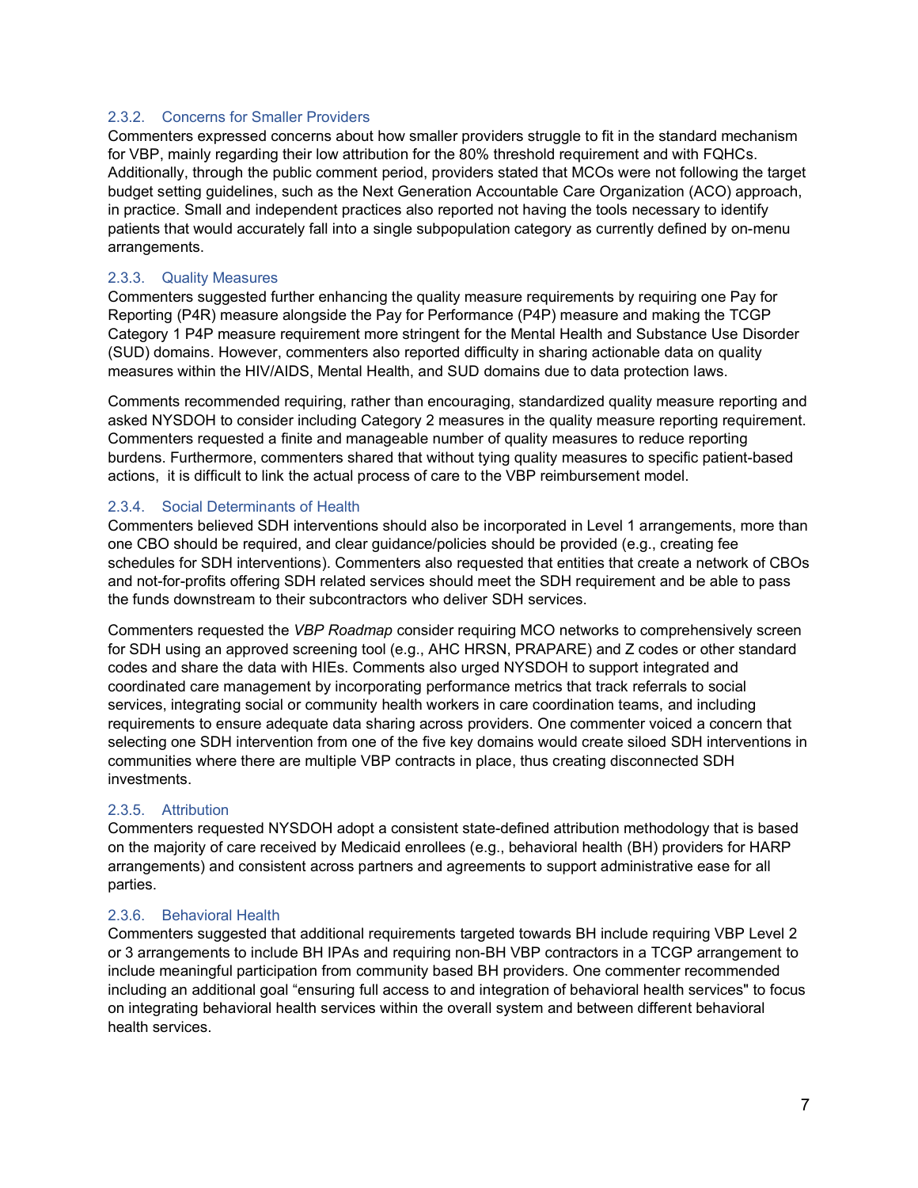### 2.3.2. Concerns for Smaller Providers

Commenters expressed concerns about how smaller providers struggle to fit in the standard mechanism for VBP, mainly regarding their low attribution for the 80% threshold requirement and with FQHCs. Additionally, through the public comment period, providers stated that MCOs were not following the target budget setting guidelines, such as the Next Generation Accountable Care Organization (ACO) approach, in practice. Small and independent practices also reported not having the tools necessary to identify patients that would accurately fall into a single subpopulation category as currently defined by on-menu arrangements.

### 2.3.3. Quality Measures

Commenters suggested further enhancing the quality measure requirements by requiring one Pay for Reporting (P4R) measure alongside the Pay for Performance (P4P) measure and making the TCGP Category 1 P4P measure requirement more stringent for the Mental Health and Substance Use Disorder (SUD) domains. However, commenters also reported difficulty in sharing actionable data on quality measures within the HIV/AIDS, Mental Health, and SUD domains due to data protection laws.

Comments recommended requiring, rather than encouraging, standardized quality measure reporting and asked NYSDOH to consider including Category 2 measures in the quality measure reporting requirement. Commenters requested a finite and manageable number of quality measures to reduce reporting burdens. Furthermore, commenters shared that without tying quality measures to specific patient-based actions, it is difficult to link the actual process of care to the VBP reimbursement model.

### 2.3.4. Social Determinants of Health

Commenters believed SDH interventions should also be incorporated in Level 1 arrangements, more than one CBO should be required, and clear guidance/policies should be provided (e.g., creating fee schedules for SDH interventions). Commenters also requested that entities that create a network of CBOs and not-for-profits offering SDH related services should meet the SDH requirement and be able to pass the funds downstream to their subcontractors who deliver SDH services.

Commenters requested the *VBP Roadmap* consider requiring MCO networks to comprehensively screen for SDH using an approved screening tool (e.g., AHC HRSN, PRAPARE) and Z codes or other standard codes and share the data with HIEs. Comments also urged NYSDOH to support integrated and coordinated care management by incorporating performance metrics that track referrals to social services, integrating social or community health workers in care coordination teams, and including requirements to ensure adequate data sharing across providers. One commenter voiced a concern that selecting one SDH intervention from one of the five key domains would create siloed SDH interventions in communities where there are multiple VBP contracts in place, thus creating disconnected SDH investments.

### 2.3.5. Attribution

Commenters requested NYSDOH adopt a consistent state-defined attribution methodology that is based on the majority of care received by Medicaid enrollees (e.g., behavioral health (BH) providers for HARP arrangements) and consistent across partners and agreements to support administrative ease for all parties.

### 2.3.6. Behavioral Health

Commenters suggested that additional requirements targeted towards BH include requiring VBP Level 2 or 3 arrangements to include BH IPAs and requiring non-BH VBP contractors in a TCGP arrangement to include meaningful participation from community based BH providers. One commenter recommended including an additional goal "ensuring full access to and integration of behavioral health services" to focus on integrating behavioral health services within the overall system and between different behavioral health services.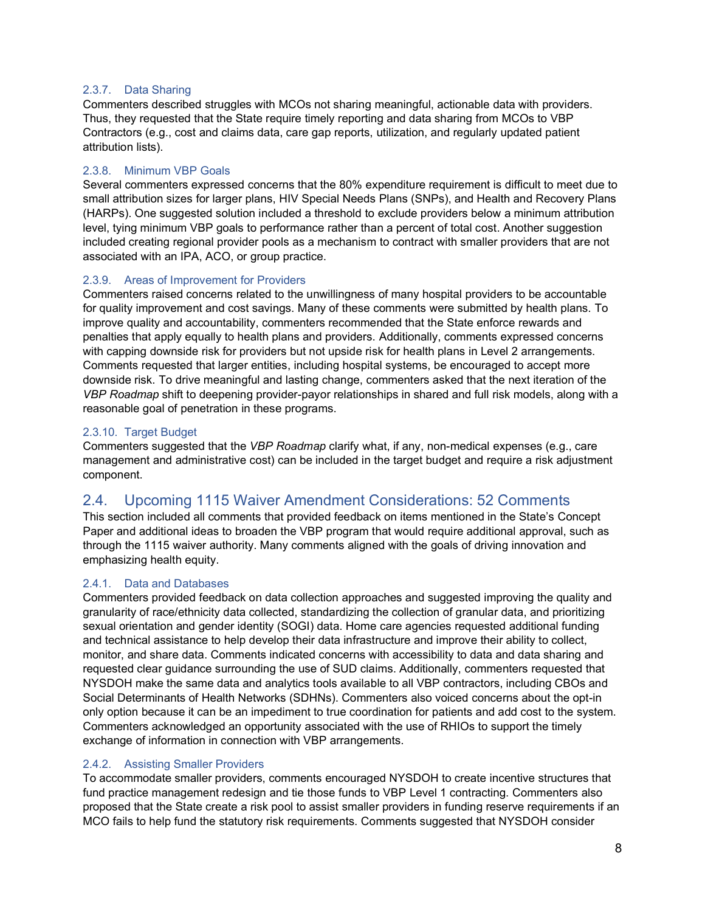### 2.3.7. Data Sharing

Commenters described struggles with MCOs not sharing meaningful, actionable data with providers. Thus, they requested that the State require timely reporting and data sharing from MCOs to VBP Contractors (e.g., cost and claims data, care gap reports, utilization, and regularly updated patient attribution lists).

### 2.3.8. Minimum VBP Goals

Several commenters expressed concerns that the 80% expenditure requirement is difficult to meet due to small attribution sizes for larger plans, HIV Special Needs Plans (SNPs), and Health and Recovery Plans (HARPs). One suggested solution included a threshold to exclude providers below a minimum attribution level, tying minimum VBP goals to performance rather than a percent of total cost. Another suggestion included creating regional provider pools as a mechanism to contract with smaller providers that are not associated with an IPA, ACO, or group practice.

### 2.3.9. Areas of Improvement for Providers

Commenters raised concerns related to the unwillingness of many hospital providers to be accountable for quality improvement and cost savings. Many of these comments were submitted by health plans. To improve quality and accountability, commenters recommended that the State enforce rewards and penalties that apply equally to health plans and providers. Additionally, comments expressed concerns with capping downside risk for providers but not upside risk for health plans in Level 2 arrangements. Comments requested that larger entities, including hospital systems, be encouraged to accept more downside risk. To drive meaningful and lasting change, commenters asked that the next iteration of the *VBP Roadmap* shift to deepening provider-payor relationships in shared and full risk models, along with a reasonable goal of penetration in these programs.

### 2.3.10. Target Budget

Commenters suggested that the *VBP Roadmap* clarify what, if any, non-medical expenses (e.g., care management and administrative cost) can be included in the target budget and require a risk adjustment component.

## 2.4. Upcoming 1115 Waiver Amendment Considerations: 52 Comments

This section included all comments that provided feedback on items mentioned in the State's Concept Paper and additional ideas to broaden the VBP program that would require additional approval, such as through the 1115 waiver authority. Many comments aligned with the goals of driving innovation and emphasizing health equity.

### 2.4.1. Data and Databases

Commenters provided feedback on data collection approaches and suggested improving the quality and granularity of race/ethnicity data collected, standardizing the collection of granular data, and prioritizing sexual orientation and gender identity (SOGI) data. Home care agencies requested additional funding and technical assistance to help develop their data infrastructure and improve their ability to collect, monitor, and share data. Comments indicated concerns with accessibility to data and data sharing and requested clear guidance surrounding the use of SUD claims. Additionally, commenters requested that NYSDOH make the same data and analytics tools available to all VBP contractors, including CBOs and Social Determinants of Health Networks (SDHNs). Commenters also voiced concerns about the opt-in only option because it can be an impediment to true coordination for patients and add cost to the system. Commenters acknowledged an opportunity associated with the use of RHIOs to support the timely exchange of information in connection with VBP arrangements.

### 2.4.2. Assisting Smaller Providers

To accommodate smaller providers, comments encouraged NYSDOH to create incentive structures that fund practice management redesign and tie those funds to VBP Level 1 contracting. Commenters also proposed that the State create a risk pool to assist smaller providers in funding reserve requirements if an MCO fails to help fund the statutory risk requirements. Comments suggested that NYSDOH consider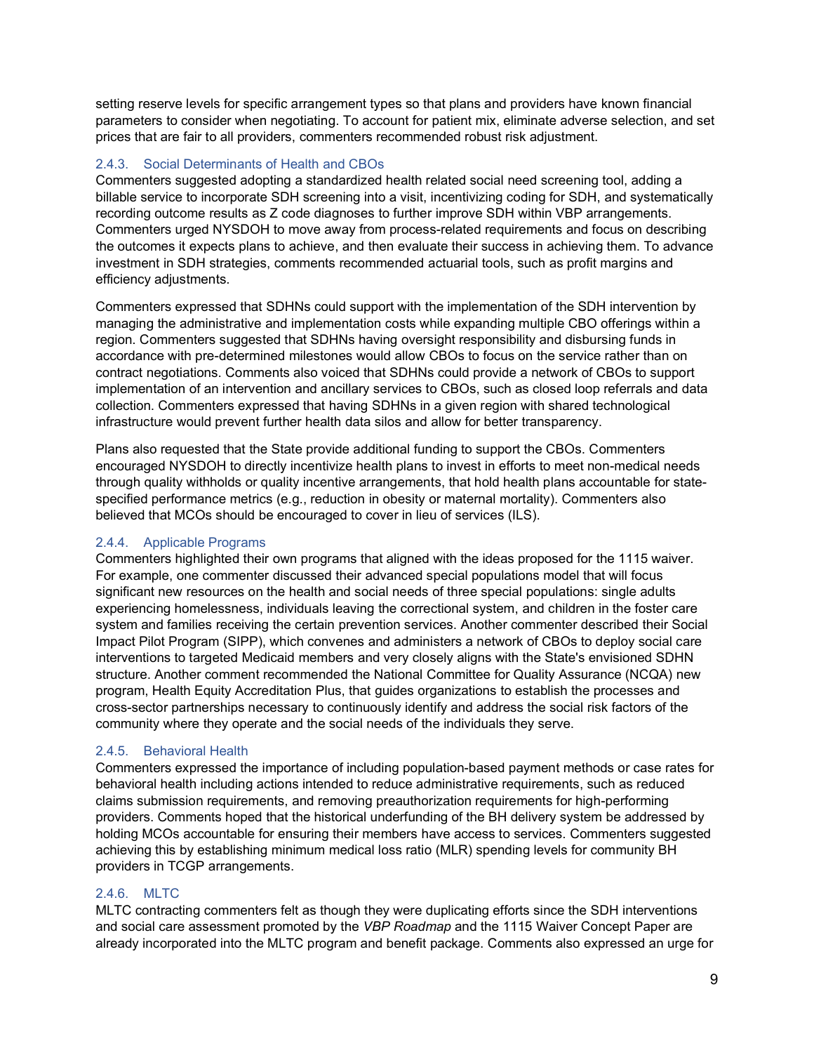setting reserve levels for specific arrangement types so that plans and providers have known financial parameters to consider when negotiating. To account for patient mix, eliminate adverse selection, and set prices that are fair to all providers, commenters recommended robust risk adjustment.

### 2.4.3. Social Determinants of Health and CBOs

Commenters suggested adopting a standardized health related social need screening tool, adding a billable service to incorporate SDH screening into a visit, incentivizing coding for SDH, and systematically recording outcome results as Z code diagnoses to further improve SDH within VBP arrangements. Commenters urged NYSDOH to move away from process-related requirements and focus on describing the outcomes it expects plans to achieve, and then evaluate their success in achieving them. To advance investment in SDH strategies, comments recommended actuarial tools, such as profit margins and efficiency adjustments.

Commenters expressed that SDHNs could support with the implementation of the SDH intervention by managing the administrative and implementation costs while expanding multiple CBO offerings within a region. Commenters suggested that SDHNs having oversight responsibility and disbursing funds in accordance with pre-determined milestones would allow CBOs to focus on the service rather than on contract negotiations. Comments also voiced that SDHNs could provide a network of CBOs to support implementation of an intervention and ancillary services to CBOs, such as closed loop referrals and data collection. Commenters expressed that having SDHNs in a given region with shared technological infrastructure would prevent further health data silos and allow for better transparency.

Plans also requested that the State provide additional funding to support the CBOs. Commenters encouraged NYSDOH to directly incentivize health plans to invest in efforts to meet non-medical needs through quality withholds or quality incentive arrangements, that hold health plans accountable for state-specified performance metrics (e.g., reduction in obesity or maternal mortality). Commenters also believed that MCOs should be encouraged to cover in lieu of services (ILS).

### 2.4.4. Applicable Programs

Commenters highlighted their own programs that aligned with the ideas proposed for the 1115 waiver. For example, one commenter discussed their advanced special populations model that will focus significant new resources on the health and social needs of three special populations: single adults experiencing homelessness, individuals leaving the correctional system, and children in the foster care system and families receiving the certain prevention services. Another commenter described their Social Impact Pilot Program (SIPP), which convenes and administers a network of CBOs to deploy social care interventions to targeted Medicaid members and very closely aligns with the State's envisioned SDHN structure. Another comment recommended the National Committee for Quality Assurance (NCQA) new program, Health Equity Accreditation Plus, that guides organizations to establish the processes and cross-sector partnerships necessary to continuously identify and address the social risk factors of the community where they operate and the social needs of the individuals they serve.

### 2.4.5. Behavioral Health

Commenters expressed the importance of including population-based payment methods or case rates for behavioral health including actions intended to reduce administrative requirements, such as reduced claims submission requirements, and removing preauthorization requirements for high-performing providers. Comments hoped that the historical underfunding of the BH delivery system be addressed by holding MCOs accountable for ensuring their members have access to services. Commenters suggested achieving this by establishing minimum medical loss ratio (MLR) spending levels for community BH providers in TCGP arrangements.

### 2.4.6. MLTC

MLTC contracting commenters felt as though they were duplicating efforts since the SDH interventions and social care assessment promoted by the *VBP Roadmap* and the 1115 Waiver Concept Paper are already incorporated into the MLTC program and benefit package. Comments also expressed an urge for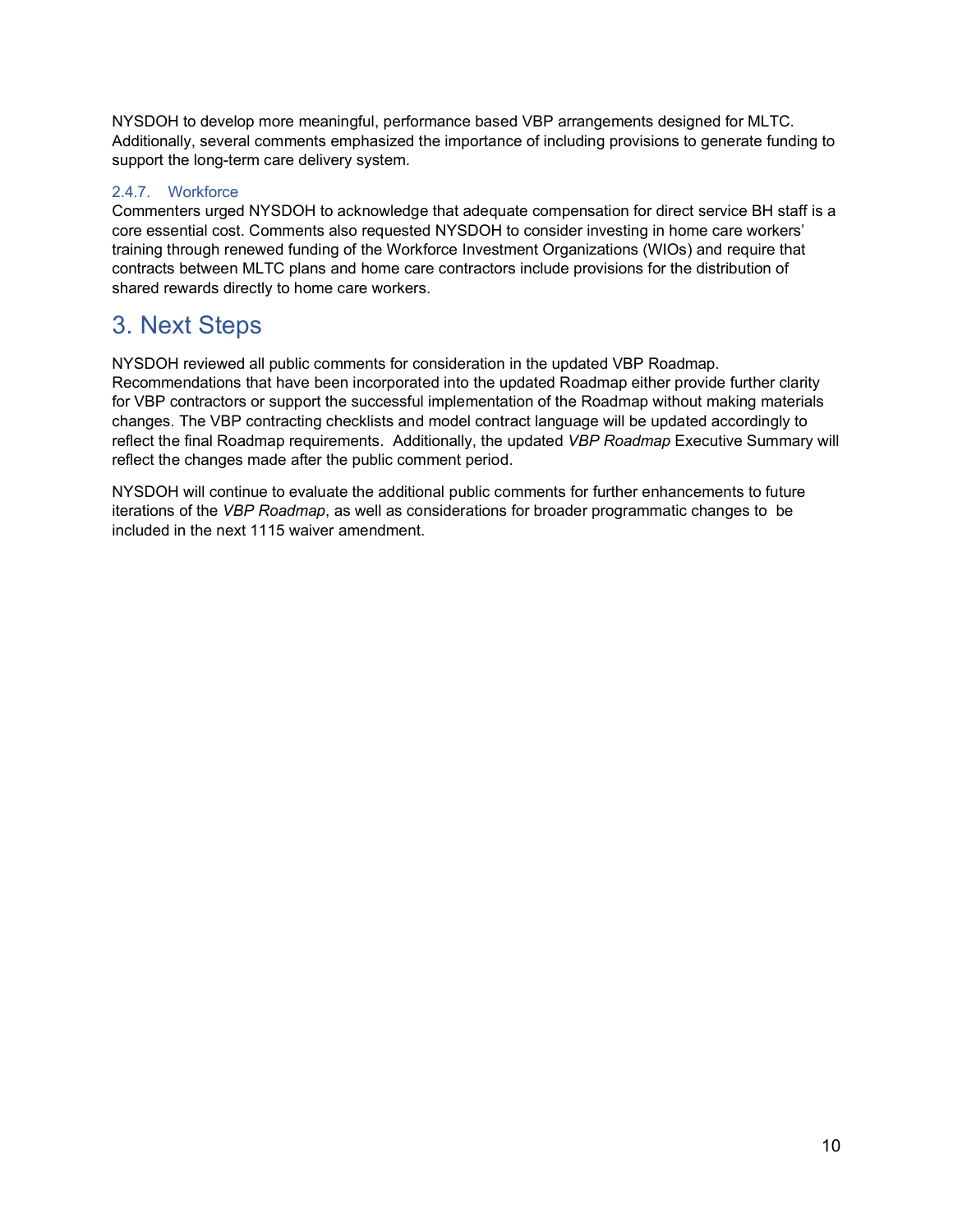NYSDOH to develop more meaningful, performance based VBP arrangements designed for MLTC. Additionally, several comments emphasized the importance of including provisions to generate funding to support the long-term care delivery system.

### 2.4.7. Workforce

Commenters urged NYSDOH to acknowledge that adequate compensation for direct service BH staff is a core essential cost. Comments also requested NYSDOH to consider investing in home care workers' training through renewed funding of the Workforce Investment Organizations (WIOs) and require that contracts between MLTC plans and home care contractors include provisions for the distribution of shared rewards directly to home care workers.

# 3. Next Steps

NYSDOH reviewed all public comments for consideration in the updated VBP Roadmap. Recommendations that have been incorporated into the updated Roadmap either provide further clarity for VBP contractors or support the successful implementation of the Roadmap without making materials changes. The VBP contracting checklists and model contract language will be updated accordingly to reflect the final Roadmap requirements. Additionally, the updated *VBP Roadmap* Executive Summary will reflect the changes made after the public comment period.

NYSDOH will continue to evaluate the additional public comments for further enhancements to future iterations of the *VBP Roadmap*, as well as considerations for broader programmatic changes to be included in the next 1115 waiver amendment.